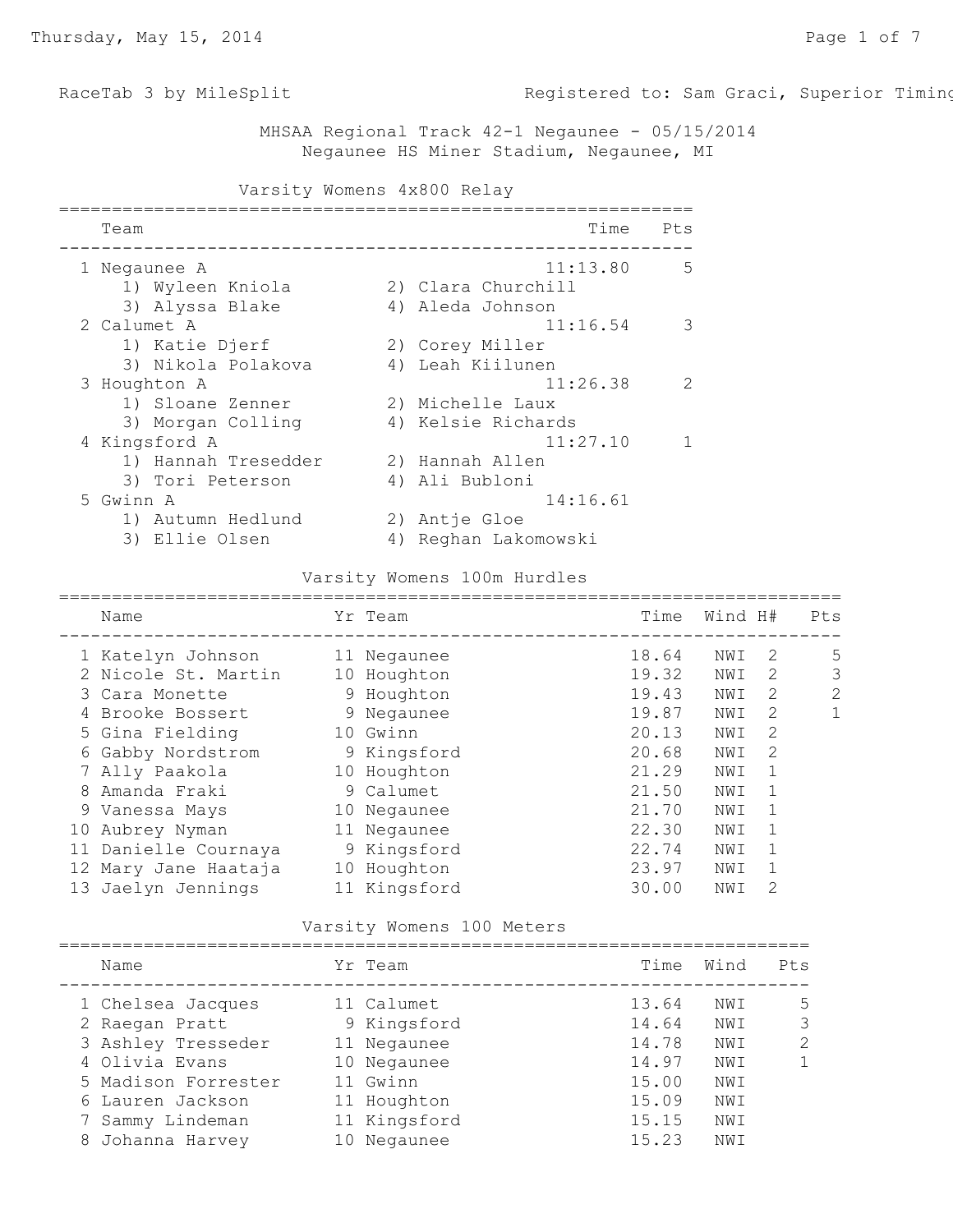RaceTab 3 by MileSplit — Registered to: Sam Graci, Superior Timing

# MHSAA Regional Track 42-1 Negaunee - 05/15/2014

Negaunee HS Miner Stadium, Negaunee, MI

## Varsity Womens 4x800 Relay

| | Team | Time | Pts |
|---|---|---|---|
| 1 | Negaunee A | 11:13.80 | 5 |
| | 1) Wyleen Kniola 2) Clara Churchill 3) Alyssa Blake 4) Aleda Johnson | | |
| 2 | Calumet A | 11:16.54 | 3 |
| | 1) Katie Djerf 2) Corey Miller 3) Nikola Polakova 4) Leah Kiilunen | | |
| 3 | Houghton A | 11:26.38 | 2 |
| | 1) Sloane Zenner 2) Michelle Laux 3) Morgan Colling 4) Kelsie Richards | | |
| 4 | Kingsford A | 11:27.10 | 1 |
| | 1) Hannah Tresedder 2) Hannah Allen 3) Tori Peterson 4) Ali Bubloni | | |
| 5 | Gwinn A | 14:16.61 | |
| | 1) Autumn Hedlund 2) Antje Gloe 3) Ellie Olsen 4) Reghan Lakomowski | | |

## Varsity Womens 100m Hurdles

| | Name | Yr | Team | Time | Wind | H# | Pts |
|---|---|---|---|---|---|---|---|
| 1 | Katelyn Johnson | 11 | Negaunee | 18.64 | NWI | 2 | 5 |
| 2 | Nicole St. Martin | 10 | Houghton | 19.32 | NWI | 2 | 3 |
| 3 | Cara Monette | 9 | Houghton | 19.43 | NWI | 2 | 2 |
| 4 | Brooke Bossert | 9 | Negaunee | 19.87 | NWI | 2 | 1 |
| 5 | Gina Fielding | 10 | Gwinn | 20.13 | NWI | 2 | |
| 6 | Gabby Nordstrom | 9 | Kingsford | 20.68 | NWI | 2 | |
| 7 | Ally Paakola | 10 | Houghton | 21.29 | NWI | 1 | |
| 8 | Amanda Fraki | 9 | Calumet | 21.50 | NWI | 1 | |
| 9 | Vanessa Mays | 10 | Negaunee | 21.70 | NWI | 1 | |
| 10 | Aubrey Nyman | 11 | Negaunee | 22.30 | NWI | 1 | |
| 11 | Danielle Cournaya | 9 | Kingsford | 22.74 | NWI | 1 | |
| 12 | Mary Jane Haataja | 10 | Houghton | 23.97 | NWI | 1 | |
| 13 | Jaelyn Jennings | 11 | Kingsford | 30.00 | NWI | 2 | |

## Varsity Womens 100 Meters

| | Name | Yr | Team | Time | Wind | Pts |
|---|---|---|---|---|---|---|
| 1 | Chelsea Jacques | 11 | Calumet | 13.64 | NWI | 5 |
| 2 | Raegan Pratt | 9 | Kingsford | 14.64 | NWI | 3 |
| 3 | Ashley Tresseder | 11 | Negaunee | 14.78 | NWI | 2 |
| 4 | Olivia Evans | 10 | Negaunee | 14.97 | NWI | 1 |
| 5 | Madison Forrester | 11 | Gwinn | 15.00 | NWI | |
| 6 | Lauren Jackson | 11 | Houghton | 15.09 | NWI | |
| 7 | Sammy Lindeman | 11 | Kingsford | 15.15 | NWI | |
| 8 | Johanna Harvey | 10 | Negaunee | 15.23 | NWI | |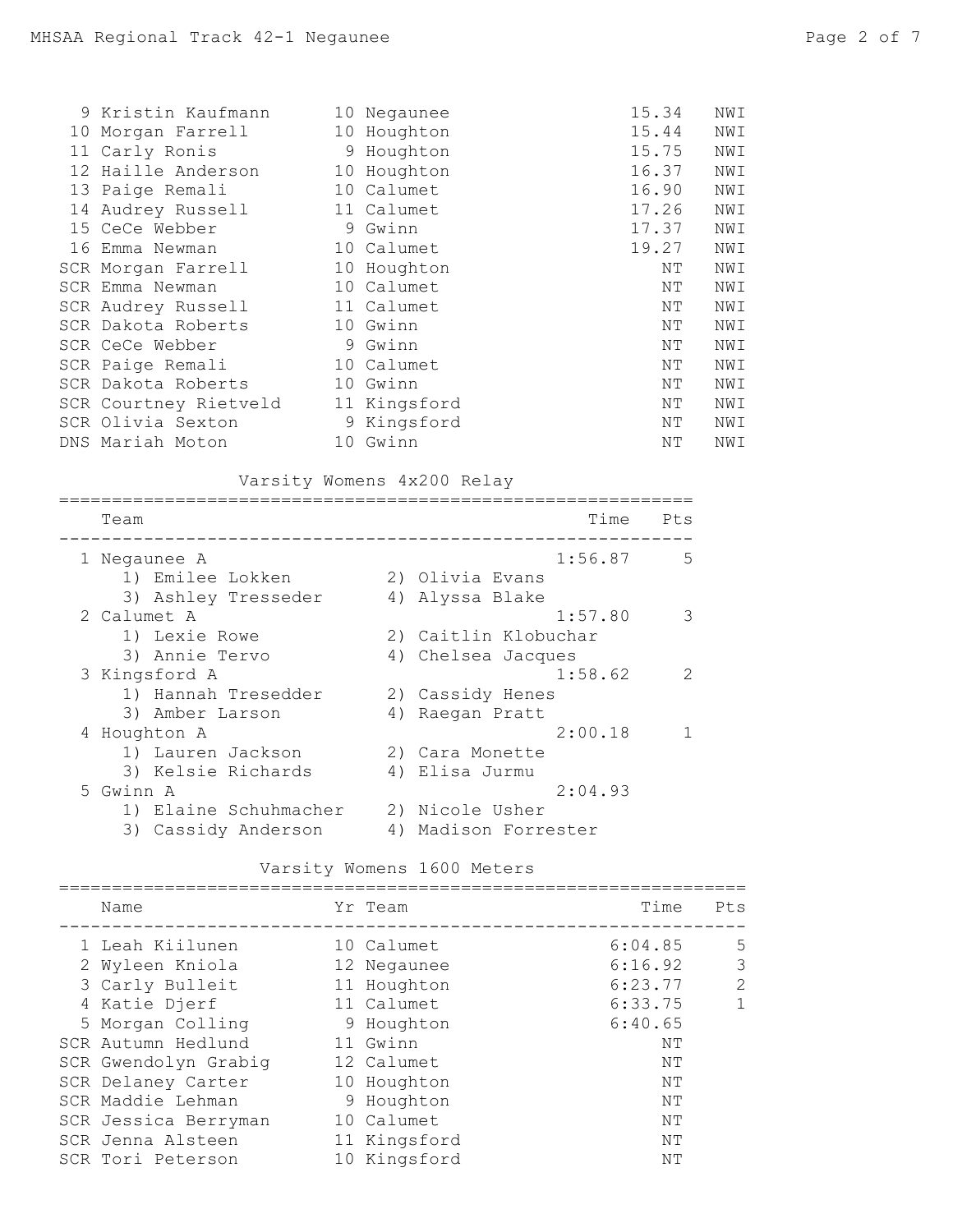| Place | Name | Yr | Team | Time | |
|---|---|---|---|---|---|
| 9 | Kristin Kaufmann | 10 | Negaunee | 15.34 | NWI |
| 10 | Morgan Farrell | 10 | Houghton | 15.44 | NWI |
| 11 | Carly Ronis | 9 | Houghton | 15.75 | NWI |
| 12 | Haille Anderson | 10 | Houghton | 16.37 | NWI |
| 13 | Paige Remali | 10 | Calumet | 16.90 | NWI |
| 14 | Audrey Russell | 11 | Calumet | 17.26 | NWI |
| 15 | CeCe Webber | 9 | Gwinn | 17.37 | NWI |
| 16 | Emma Newman | 10 | Calumet | 19.27 | NWI |
| SCR | Morgan Farrell | 10 | Houghton | NT | NWI |
| SCR | Emma Newman | 10 | Calumet | NT | NWI |
| SCR | Audrey Russell | 11 | Calumet | NT | NWI |
| SCR | Dakota Roberts | 10 | Gwinn | NT | NWI |
| SCR | CeCe Webber | 9 | Gwinn | NT | NWI |
| SCR | Paige Remali | 10 | Calumet | NT | NWI |
| SCR | Dakota Roberts | 10 | Gwinn | NT | NWI |
| SCR | Courtney Rietveld | 11 | Kingsford | NT | NWI |
| SCR | Olivia Sexton | 9 | Kingsford | NT | NWI |
| DNS | Mariah Moton | 10 | Gwinn | NT | NWI |

## Varsity Womens 4x200 Relay

| Place | Team | Time | Pts |
|---|---|---|---|
| 1 | Negaunee A | 1:56.87 | 5 |
| | 1) Emilee Lokken 2) Olivia Evans 3) Ashley Tresseder 4) Alyssa Blake | | |
| 2 | Calumet A | 1:57.80 | 3 |
| | 1) Lexie Rowe 2) Caitlin Klobuchar 3) Annie Tervo 4) Chelsea Jacques | | |
| 3 | Kingsford A | 1:58.62 | 2 |
| | 1) Hannah Tresedder 2) Cassidy Henes 3) Amber Larson 4) Raegan Pratt | | |
| 4 | Houghton A | 2:00.18 | 1 |
| | 1) Lauren Jackson 2) Cara Monette 3) Kelsie Richards 4) Elisa Jurmu | | |
| 5 | Gwinn A | 2:04.93 | |
| | 1) Elaine Schuhmacher 2) Nicole Usher 3) Cassidy Anderson 4) Madison Forrester | | |

## Varsity Womens 1600 Meters

| Place | Name | Yr | Team | Time | Pts |
|---|---|---|---|---|---|
| 1 | Leah Kiilunen | 10 | Calumet | 6:04.85 | 5 |
| 2 | Wyleen Kniola | 12 | Negaunee | 6:16.92 | 3 |
| 3 | Carly Bulleit | 11 | Houghton | 6:23.77 | 2 |
| 4 | Katie Djerf | 11 | Calumet | 6:33.75 | 1 |
| 5 | Morgan Colling | 9 | Houghton | 6:40.65 | |
| SCR | Autumn Hedlund | 11 | Gwinn | NT | |
| SCR | Gwendolyn Grabig | 12 | Calumet | NT | |
| SCR | Delaney Carter | 10 | Houghton | NT | |
| SCR | Maddie Lehman | 9 | Houghton | NT | |
| SCR | Jessica Berryman | 10 | Calumet | NT | |
| SCR | Jenna Alsteen | 11 | Kingsford | NT | |
| SCR | Tori Peterson | 10 | Kingsford | NT | |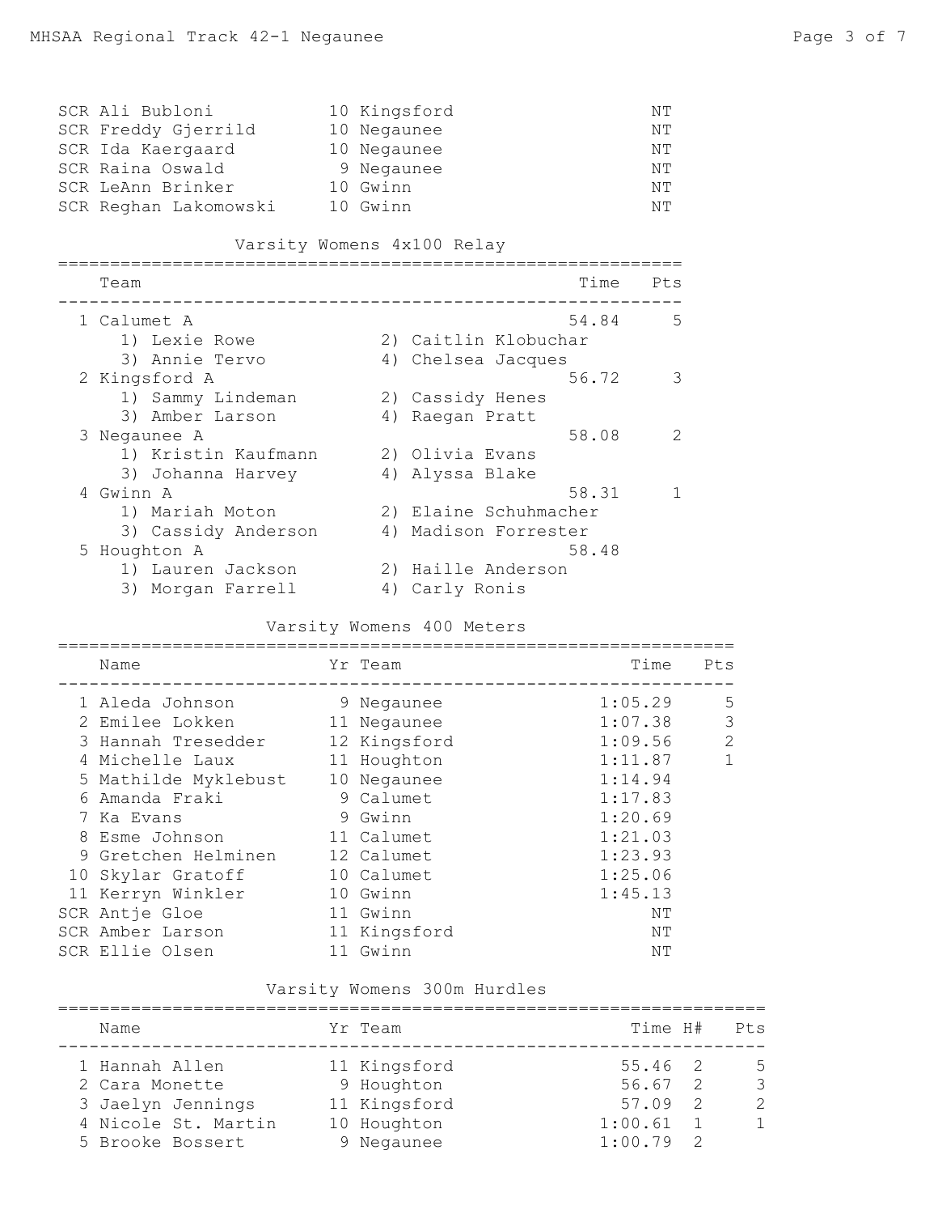| | Name | Yr | Team | Time | Pts |
|---|---|---|---|---|---|
| SCR | Ali Bubloni | 10 | Kingsford | NT | |
| SCR | Freddy Gjerrild | 10 | Negaunee | NT | |
| SCR | Ida Kaergaard | 10 | Negaunee | NT | |
| SCR | Raina Oswald | 9 | Negaunee | NT | |
| SCR | LeAnn Brinker | 10 | Gwinn | NT | |
| SCR | Reghan Lakomowski | 10 | Gwinn | NT | |

## Varsity Womens 4x100 Relay

| | Team | Time | Pts |
|---|---|---|---|
| 1 | Calumet A | 54.84 | 5 |
| | 1) Lexie Rowe 2) Caitlin Klobuchar 3) Annie Tervo 4) Chelsea Jacques | | |
| 2 | Kingsford A | 56.72 | 3 |
| | 1) Sammy Lindeman 2) Cassidy Henes 3) Amber Larson 4) Raegan Pratt | | |
| 3 | Negaunee A | 58.08 | 2 |
| | 1) Kristin Kaufmann 2) Olivia Evans 3) Johanna Harvey 4) Alyssa Blake | | |
| 4 | Gwinn A | 58.31 | 1 |
| | 1) Mariah Moton 2) Elaine Schuhmacher 3) Cassidy Anderson 4) Madison Forrester | | |
| 5 | Houghton A | 58.48 | |
| | 1) Lauren Jackson 2) Haille Anderson 3) Morgan Farrell 4) Carly Ronis | | |

## Varsity Womens 400 Meters

| | Name | Yr | Team | Time | Pts |
|---|---|---|---|---|---|
| 1 | Aleda Johnson | 9 | Negaunee | 1:05.29 | 5 |
| 2 | Emilee Lokken | 11 | Negaunee | 1:07.38 | 3 |
| 3 | Hannah Tresedder | 12 | Kingsford | 1:09.56 | 2 |
| 4 | Michelle Laux | 11 | Houghton | 1:11.87 | 1 |
| 5 | Mathilde Myklebust | 10 | Negaunee | 1:14.94 | |
| 6 | Amanda Fraki | 9 | Calumet | 1:17.83 | |
| 7 | Ka Evans | 9 | Gwinn | 1:20.69 | |
| 8 | Esme Johnson | 11 | Calumet | 1:21.03 | |
| 9 | Gretchen Helminen | 12 | Calumet | 1:23.93 | |
| 10 | Skylar Gratoff | 10 | Calumet | 1:25.06 | |
| 11 | Kerryn Winkler | 10 | Gwinn | 1:45.13 | |
| SCR | Antje Gloe | 11 | Gwinn | NT | |
| SCR | Amber Larson | 11 | Kingsford | NT | |
| SCR | Ellie Olsen | 11 | Gwinn | NT | |

## Varsity Womens 300m Hurdles

| | Name | Yr | Team | Time | H# | Pts |
|---|---|---|---|---|---|---|
| 1 | Hannah Allen | 11 | Kingsford | 55.46 | 2 | 5 |
| 2 | Cara Monette | 9 | Houghton | 56.67 | 2 | 3 |
| 3 | Jaelyn Jennings | 11 | Kingsford | 57.09 | 2 | 2 |
| 4 | Nicole St. Martin | 10 | Houghton | 1:00.61 | 1 | 1 |
| 5 | Brooke Bossert | 9 | Negaunee | 1:00.79 | 2 | |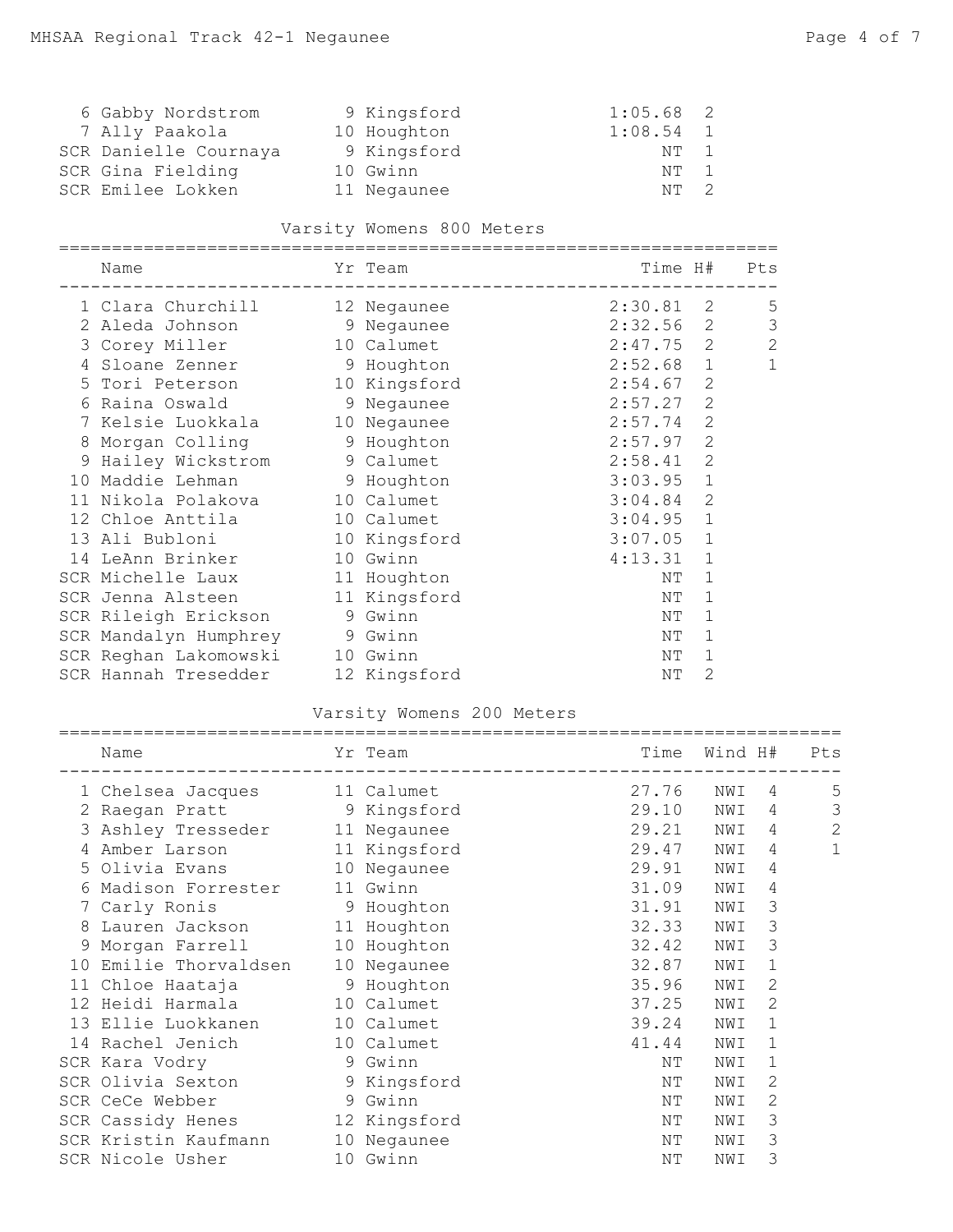| | Name | Yr | Team | Time | H# |
|---|---|---|---|---|---|
| 6 | Gabby Nordstrom | 9 | Kingsford | 1:05.68 | 2 |
| 7 | Ally Paakola | 10 | Houghton | 1:08.54 | 1 |
| SCR | Danielle Cournaya | 9 | Kingsford | NT | 1 |
| SCR | Gina Fielding | 10 | Gwinn | NT | 1 |
| SCR | Emilee Lokken | 11 | Negaunee | NT | 2 |

## Varsity Womens 800 Meters

| | Name | Yr | Team | Time | H# | Pts |
|---|---|---|---|---|---|---|
| 1 | Clara Churchill | 12 | Negaunee | 2:30.81 | 2 | 5 |
| 2 | Aleda Johnson | 9 | Negaunee | 2:32.56 | 2 | 3 |
| 3 | Corey Miller | 10 | Calumet | 2:47.75 | 2 | 2 |
| 4 | Sloane Zenner | 9 | Houghton | 2:52.68 | 1 | 1 |
| 5 | Tori Peterson | 10 | Kingsford | 2:54.67 | 2 | |
| 6 | Raina Oswald | 9 | Negaunee | 2:57.27 | 2 | |
| 7 | Kelsie Luokkala | 10 | Negaunee | 2:57.74 | 2 | |
| 8 | Morgan Colling | 9 | Houghton | 2:57.97 | 2 | |
| 9 | Hailey Wickstrom | 9 | Calumet | 2:58.41 | 2 | |
| 10 | Maddie Lehman | 9 | Houghton | 3:03.95 | 1 | |
| 11 | Nikola Polakova | 10 | Calumet | 3:04.84 | 2 | |
| 12 | Chloe Anttila | 10 | Calumet | 3:04.95 | 1 | |
| 13 | Ali Bubloni | 10 | Kingsford | 3:07.05 | 1 | |
| 14 | LeAnn Brinker | 10 | Gwinn | 4:13.31 | 1 | |
| SCR | Michelle Laux | 11 | Houghton | NT | 1 | |
| SCR | Jenna Alsteen | 11 | Kingsford | NT | 1 | |
| SCR | Rileigh Erickson | 9 | Gwinn | NT | 1 | |
| SCR | Mandalyn Humphrey | 9 | Gwinn | NT | 1 | |
| SCR | Reghan Lakomowski | 10 | Gwinn | NT | 1 | |
| SCR | Hannah Tresedder | 12 | Kingsford | NT | 2 | |

## Varsity Womens 200 Meters

| | Name | Yr | Team | Time | Wind | H# | Pts |
|---|---|---|---|---|---|---|---|
| 1 | Chelsea Jacques | 11 | Calumet | 27.76 | NWI | 4 | 5 |
| 2 | Raegan Pratt | 9 | Kingsford | 29.10 | NWI | 4 | 3 |
| 3 | Ashley Tresseder | 11 | Negaunee | 29.21 | NWI | 4 | 2 |
| 4 | Amber Larson | 11 | Kingsford | 29.47 | NWI | 4 | 1 |
| 5 | Olivia Evans | 10 | Negaunee | 29.91 | NWI | 4 | |
| 6 | Madison Forrester | 11 | Gwinn | 31.09 | NWI | 4 | |
| 7 | Carly Ronis | 9 | Houghton | 31.91 | NWI | 3 | |
| 8 | Lauren Jackson | 11 | Houghton | 32.33 | NWI | 3 | |
| 9 | Morgan Farrell | 10 | Houghton | 32.42 | NWI | 3 | |
| 10 | Emilie Thorvaldsen | 10 | Negaunee | 32.87 | NWI | 1 | |
| 11 | Chloe Haataja | 9 | Houghton | 35.96 | NWI | 2 | |
| 12 | Heidi Harmala | 10 | Calumet | 37.25 | NWI | 2 | |
| 13 | Ellie Luokkanen | 10 | Calumet | 39.24 | NWI | 1 | |
| 14 | Rachel Jenich | 10 | Calumet | 41.44 | NWI | 1 | |
| SCR | Kara Vodry | 9 | Gwinn | NT | NWI | 1 | |
| SCR | Olivia Sexton | 9 | Kingsford | NT | NWI | 2 | |
| SCR | CeCe Webber | 9 | Gwinn | NT | NWI | 2 | |
| SCR | Cassidy Henes | 12 | Kingsford | NT | NWI | 3 | |
| SCR | Kristin Kaufmann | 10 | Negaunee | NT | NWI | 3 | |
| SCR | Nicole Usher | 10 | Gwinn | NT | NWI | 3 | |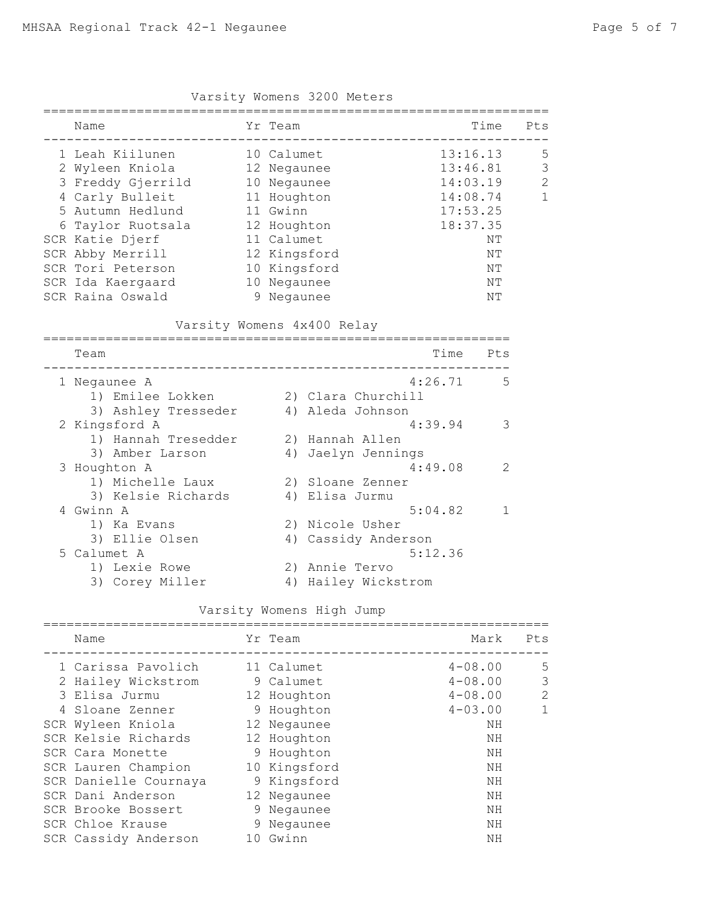## Varsity Womens 3200 Meters

| Place | Name | Yr | Team | Time | Pts |
|---|---|---|---|---|---|
| 1 | Leah Kiilunen | 10 | Calumet | 13:16.13 | 5 |
| 2 | Wyleen Kniola | 12 | Negaunee | 13:46.81 | 3 |
| 3 | Freddy Gjerrild | 10 | Negaunee | 14:03.19 | 2 |
| 4 | Carly Bulleit | 11 | Houghton | 14:08.74 | 1 |
| 5 | Autumn Hedlund | 11 | Gwinn | 17:53.25 | |
| 6 | Taylor Ruotsala | 12 | Houghton | 18:37.35 | |
| SCR | Katie Djerf | 11 | Calumet | NT | |
| SCR | Abby Merrill | 12 | Kingsford | NT | |
| SCR | Tori Peterson | 10 | Kingsford | NT | |
| SCR | Ida Kaergaard | 10 | Negaunee | NT | |
| SCR | Raina Oswald | 9 | Negaunee | NT | |

## Varsity Womens 4x400 Relay

| Place | Team | Time | Pts |
|---|---|---|---|
| 1 | Negaunee A | 4:26.71 | 5 |
| | 1) Emilee Lokken, 2) Clara Churchill, 3) Ashley Tresseder, 4) Aleda Johnson | | |
| 2 | Kingsford A | 4:39.94 | 3 |
| | 1) Hannah Tresedder, 2) Hannah Allen, 3) Amber Larson, 4) Jaelyn Jennings | | |
| 3 | Houghton A | 4:49.08 | 2 |
| | 1) Michelle Laux, 2) Sloane Zenner, 3) Kelsie Richards, 4) Elisa Jurmu | | |
| 4 | Gwinn A | 5:04.82 | 1 |
| | 1) Ka Evans, 2) Nicole Usher, 3) Ellie Olsen, 4) Cassidy Anderson | | |
| 5 | Calumet A | 5:12.36 | |
| | 1) Lexie Rowe, 2) Annie Tervo, 3) Corey Miller, 4) Hailey Wickstrom | | |

## Varsity Womens High Jump

| Place | Name | Yr | Team | Mark | Pts |
|---|---|---|---|---|---|
| 1 | Carissa Pavolich | 11 | Calumet | 4-08.00 | 5 |
| 2 | Hailey Wickstrom | 9 | Calumet | 4-08.00 | 3 |
| 3 | Elisa Jurmu | 12 | Houghton | 4-08.00 | 2 |
| 4 | Sloane Zenner | 9 | Houghton | 4-03.00 | 1 |
| SCR | Wyleen Kniola | 12 | Negaunee | NH | |
| SCR | Kelsie Richards | 12 | Houghton | NH | |
| SCR | Cara Monette | 9 | Houghton | NH | |
| SCR | Lauren Champion | 10 | Kingsford | NH | |
| SCR | Danielle Cournaya | 9 | Kingsford | NH | |
| SCR | Dani Anderson | 12 | Negaunee | NH | |
| SCR | Brooke Bossert | 9 | Negaunee | NH | |
| SCR | Chloe Krause | 9 | Negaunee | NH | |
| SCR | Cassidy Anderson | 10 | Gwinn | NH | |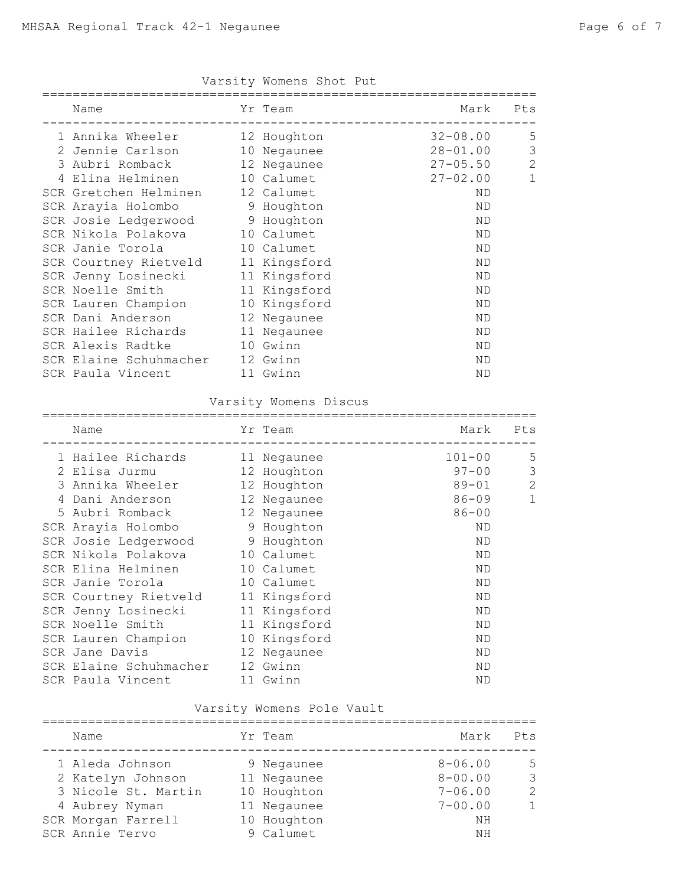## Varsity Womens Shot Put

| | Name | Yr | Team | Mark | Pts |
|---|---|---|---|---|---|
| 1 | Annika Wheeler | 12 | Houghton | 32-08.00 | 5 |
| 2 | Jennie Carlson | 10 | Negaunee | 28-01.00 | 3 |
| 3 | Aubri Romback | 12 | Negaunee | 27-05.50 | 2 |
| 4 | Elina Helminen | 10 | Calumet | 27-02.00 | 1 |
| SCR | Gretchen Helminen | 12 | Calumet | ND | |
| SCR | Arayia Holombo | 9 | Houghton | ND | |
| SCR | Josie Ledgerwood | 9 | Houghton | ND | |
| SCR | Nikola Polakova | 10 | Calumet | ND | |
| SCR | Janie Torola | 10 | Calumet | ND | |
| SCR | Courtney Rietveld | 11 | Kingsford | ND | |
| SCR | Jenny Losinecki | 11 | Kingsford | ND | |
| SCR | Noelle Smith | 11 | Kingsford | ND | |
| SCR | Lauren Champion | 10 | Kingsford | ND | |
| SCR | Dani Anderson | 12 | Negaunee | ND | |
| SCR | Hailee Richards | 11 | Negaunee | ND | |
| SCR | Alexis Radtke | 10 | Gwinn | ND | |
| SCR | Elaine Schuhmacher | 12 | Gwinn | ND | |
| SCR | Paula Vincent | 11 | Gwinn | ND | |

## Varsity Womens Discus

| | Name | Yr | Team | Mark | Pts |
|---|---|---|---|---|---|
| 1 | Hailee Richards | 11 | Negaunee | 101-00 | 5 |
| 2 | Elisa Jurmu | 12 | Houghton | 97-00 | 3 |
| 3 | Annika Wheeler | 12 | Houghton | 89-01 | 2 |
| 4 | Dani Anderson | 12 | Negaunee | 86-09 | 1 |
| 5 | Aubri Romback | 12 | Negaunee | 86-00 | |
| SCR | Arayia Holombo | 9 | Houghton | ND | |
| SCR | Josie Ledgerwood | 9 | Houghton | ND | |
| SCR | Nikola Polakova | 10 | Calumet | ND | |
| SCR | Elina Helminen | 10 | Calumet | ND | |
| SCR | Janie Torola | 10 | Calumet | ND | |
| SCR | Courtney Rietveld | 11 | Kingsford | ND | |
| SCR | Jenny Losinecki | 11 | Kingsford | ND | |
| SCR | Noelle Smith | 11 | Kingsford | ND | |
| SCR | Lauren Champion | 10 | Kingsford | ND | |
| SCR | Jane Davis | 12 | Negaunee | ND | |
| SCR | Elaine Schuhmacher | 12 | Gwinn | ND | |
| SCR | Paula Vincent | 11 | Gwinn | ND | |

## Varsity Womens Pole Vault

| | Name | Yr | Team | Mark | Pts |
|---|---|---|---|---|---|
| 1 | Aleda Johnson | 9 | Negaunee | 8-06.00 | 5 |
| 2 | Katelyn Johnson | 11 | Negaunee | 8-00.00 | 3 |
| 3 | Nicole St. Martin | 10 | Houghton | 7-06.00 | 2 |
| 4 | Aubrey Nyman | 11 | Negaunee | 7-00.00 | 1 |
| SCR | Morgan Farrell | 10 | Houghton | NH | |
| SCR | Annie Tervo | 9 | Calumet | NH | |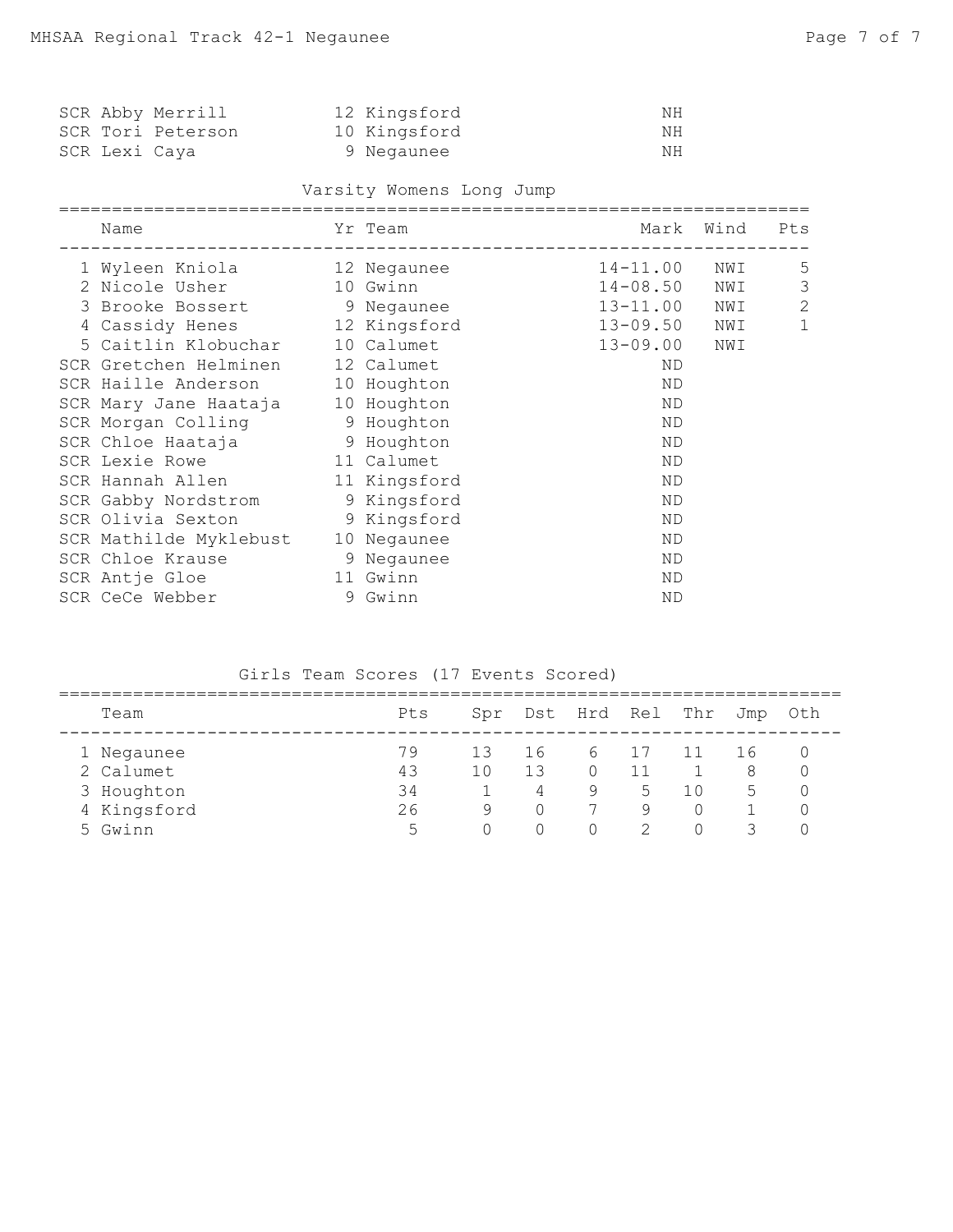| | | | |
|---|---|---|---|
| SCR | Abby Merrill | 12 Kingsford | NH |
| SCR | Tori Peterson | 10 Kingsford | NH |
| SCR | Lexi Caya | 9 Negaunee | NH |

## Varsity Womens Long Jump

| | Name | Yr Team | Mark | Wind | Pts |
|---|---|---|---|---|---|
| 1 | Wyleen Kniola | 12 Negaunee | 14-11.00 | NWI | 5 |
| 2 | Nicole Usher | 10 Gwinn | 14-08.50 | NWI | 3 |
| 3 | Brooke Bossert | 9 Negaunee | 13-11.00 | NWI | 2 |
| 4 | Cassidy Henes | 12 Kingsford | 13-09.50 | NWI | 1 |
| 5 | Caitlin Klobuchar | 10 Calumet | 13-09.00 | NWI | |
| SCR | Gretchen Helminen | 12 Calumet | ND | | |
| SCR | Haille Anderson | 10 Houghton | ND | | |
| SCR | Mary Jane Haataja | 10 Houghton | ND | | |
| SCR | Morgan Colling | 9 Houghton | ND | | |
| SCR | Chloe Haataja | 9 Houghton | ND | | |
| SCR | Lexie Rowe | 11 Calumet | ND | | |
| SCR | Hannah Allen | 11 Kingsford | ND | | |
| SCR | Gabby Nordstrom | 9 Kingsford | ND | | |
| SCR | Olivia Sexton | 9 Kingsford | ND | | |
| SCR | Mathilde Myklebust | 10 Negaunee | ND | | |
| SCR | Chloe Krause | 9 Negaunee | ND | | |
| SCR | Antje Gloe | 11 Gwinn | ND | | |
| SCR | CeCe Webber | 9 Gwinn | ND | | |

## Girls Team Scores (17 Events Scored)

| | Team | Pts | Spr | Dst | Hrd | Rel | Thr | Jmp | Oth |
|---|---|---|---|---|---|---|---|---|---|
| 1 | Negaunee | 79 | 13 | 16 | 6 | 17 | 11 | 16 | 0 |
| 2 | Calumet | 43 | 10 | 13 | 0 | 11 | 1 | 8 | 0 |
| 3 | Houghton | 34 | 1 | 4 | 9 | 5 | 10 | 5 | 0 |
| 4 | Kingsford | 26 | 9 | 0 | 7 | 9 | 0 | 1 | 0 |
| 5 | Gwinn | 5 | 0 | 0 | 0 | 2 | 0 | 3 | 0 |